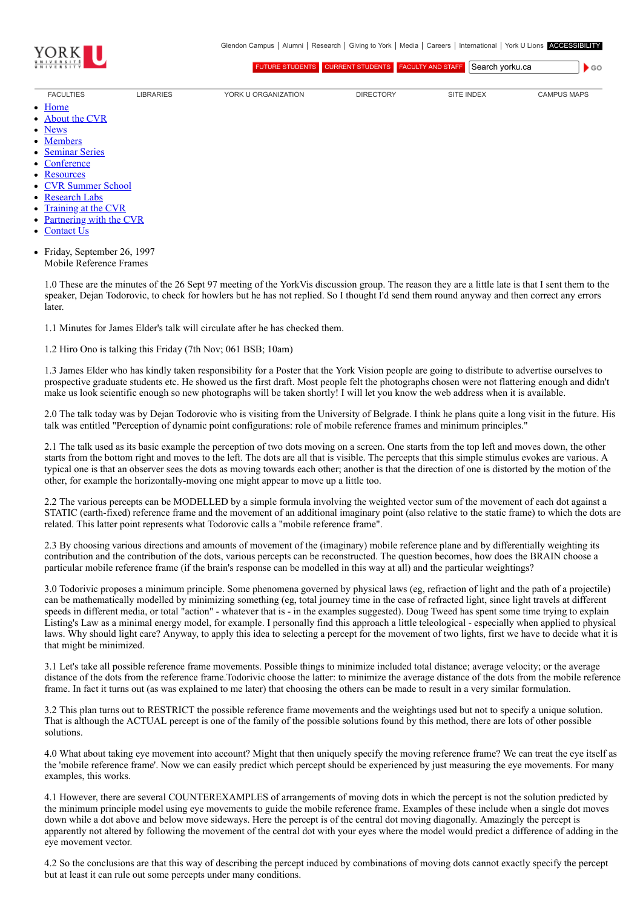Glendon Campus | Alumni | Research | Giving to York | Media | Careers | International | York U Lions | ACCESSIBILITY

FUTURE STUDENTS | CURRENT STUDENTS | FACULTY AND STAFF | Search yorku.ca | GO

FACULTIES | LIBRARIES | YORK U ORGANIZATION | DIRECTORY | SITE INDEX | CAMPUS MAPS

- Home
- About the CVR
- News
- Members
- Seminar Series
- Conference
- Resources
- CVR Summer School
- Research Labs
- Training at the CVR
- Partnering with the CVR
- Contact Us

- Friday, September 26, 1997
  Mobile Reference Frames

1.0 These are the minutes of the 26 Sept 97 meeting of the YorkVis discussion group. The reason they are a little late is that I sent them to the speaker, Dejan Todorovic, to check for howlers but he has not replied. So I thought I'd send them round anyway and then correct any errors later.

1.1 Minutes for James Elder's talk will circulate after he has checked them.

1.2 Hiro Ono is talking this Friday (7th Nov; 061 BSB; 10am)

1.3 James Elder who has kindly taken responsibility for a Poster that the York Vision people are going to distribute to advertise ourselves to prospective graduate students etc. He showed us the first draft. Most people felt the photographs chosen were not flattering enough and didn't make us look scientific enough so new photographs will be taken shortly! I will let you know the web address when it is available.

2.0 The talk today was by Dejan Todorovic who is visiting from the University of Belgrade. I think he plans quite a long visit in the future. His talk was entitled "Perception of dynamic point configurations: role of mobile reference frames and minimum principles."

2.1 The talk used as its basic example the perception of two dots moving on a screen. One starts from the top left and moves down, the other starts from the bottom right and moves to the left. The dots are all that is visible. The percepts that this simple stimulus evokes are various. A typical one is that an observer sees the dots as moving towards each other; another is that the direction of one is distorted by the motion of the other, for example the horizontally-moving one might appear to move up a little too.

2.2 The various percepts can be MODELLED by a simple formula involving the weighted vector sum of the movement of each dot against a STATIC (earth-fixed) reference frame and the movement of an additional imaginary point (also relative to the static frame) to which the dots are related. This latter point represents what Todorovic calls a "mobile reference frame".

2.3 By choosing various directions and amounts of movement of the (imaginary) mobile reference plane and by differentially weighting its contribution and the contribution of the dots, various percepts can be reconstructed. The question becomes, how does the BRAIN choose a particular mobile reference frame (if the brain's response can be modelled in this way at all) and the particular weightings?

3.0 Todorivic proposes a minimum principle. Some phenomena governed by physical laws (eg, refraction of light and the path of a projectile) can be mathematically modelled by minimizing something (eg, total journey time in the case of refracted light, since light travels at different speeds in different media, or total "action" - whatever that is - in the examples suggested). Doug Tweed has spent some time trying to explain Listing's Law as a minimal energy model, for example. I personally find this approach a little teleological - especially when applied to physical laws. Why should light care? Anyway, to apply this idea to selecting a percept for the movement of two lights, first we have to decide what it is that might be minimized.

3.1 Let's take all possible reference frame movements. Possible things to minimize included total distance; average velocity; or the average distance of the dots from the reference frame.Todorivic choose the latter: to minimize the average distance of the dots from the mobile reference frame. In fact it turns out (as was explained to me later) that choosing the others can be made to result in a very similar formulation.

3.2 This plan turns out to RESTRICT the possible reference frame movements and the weightings used but not to specify a unique solution. That is although the ACTUAL percept is one of the family of the possible solutions found by this method, there are lots of other possible solutions.

4.0 What about taking eye movement into account? Might that then uniquely specify the moving reference frame? We can treat the eye itself as the 'mobile reference frame'. Now we can easily predict which percept should be experienced by just measuring the eye movements. For many examples, this works.

4.1 However, there are several COUNTEREXAMPLES of arrangements of moving dots in which the percept is not the solution predicted by the minimum principle model using eye movements to guide the mobile reference frame. Examples of these include when a single dot moves down while a dot above and below move sideways. Here the percept is of the central dot moving diagonally. Amazingly the percept is apparently not altered by following the movement of the central dot with your eyes where the model would predict a difference of adding in the eye movement vector.

4.2 So the conclusions are that this way of describing the percept induced by combinations of moving dots cannot exactly specify the percept but at least it can rule out some percepts under many conditions.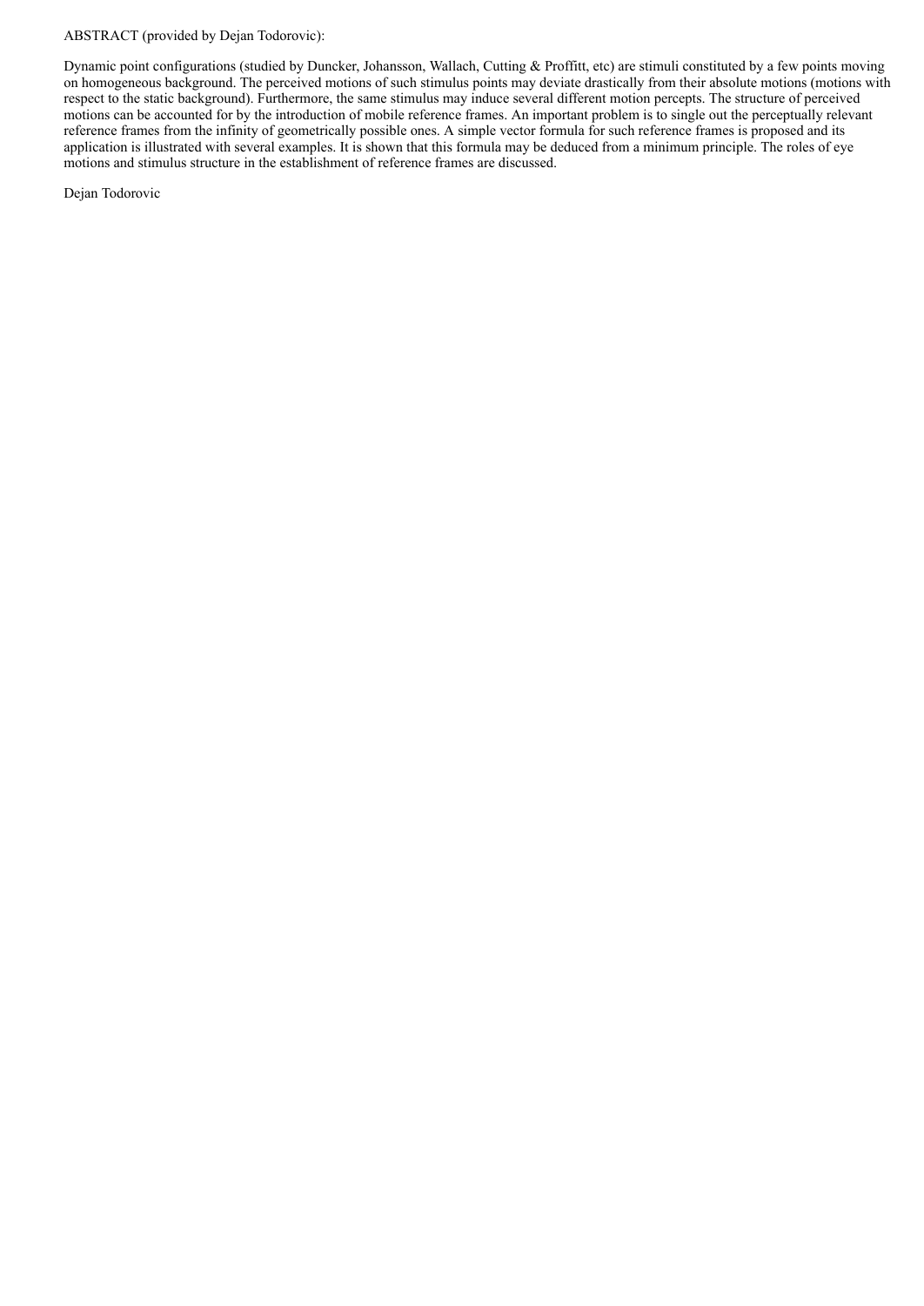ABSTRACT (provided by Dejan Todorovic):

Dynamic point configurations (studied by Duncker, Johansson, Wallach, Cutting & Proffitt, etc) are stimuli constituted by a few points moving on homogeneous background. The perceived motions of such stimulus points may deviate drastically from their absolute motions (motions with respect to the static background). Furthermore, the same stimulus may induce several different motion percepts. The structure of perceived motions can be accounted for by the introduction of mobile reference frames. An important problem is to single out the perceptually relevant reference frames from the infinity of geometrically possible ones. A simple vector formula for such reference frames is proposed and its application is illustrated with several examples. It is shown that this formula may be deduced from a minimum principle. The roles of eye motions and stimulus structure in the establishment of reference frames are discussed.

Dejan Todorovic